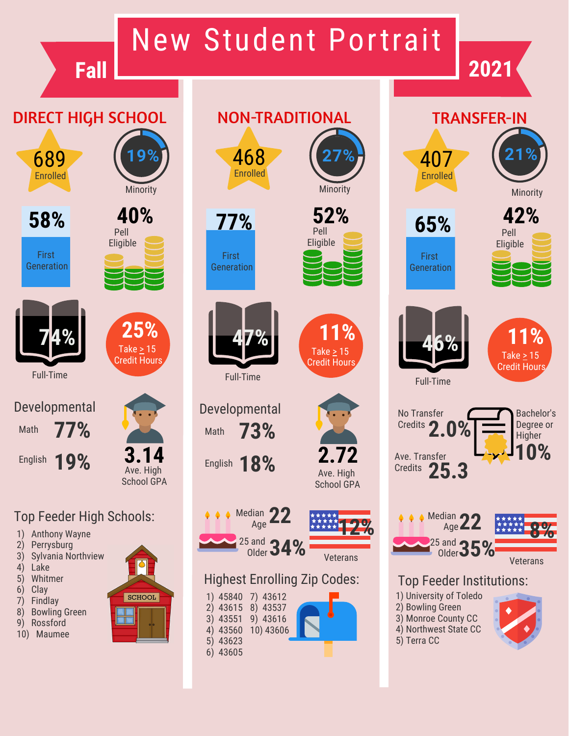# New Student Portrait — Fall 2021

## DIRECT HIGH SCHOOL

- **689** Enrolled
- **19%** Minority
- **58%** First Generation
- **40%** Pell Eligible
- **74%** Full-Time
- **25%** Take ≥ 15 Credit Hours

**Developmental**

- Math **77%**
- English **19%**

**3.14** Ave. High School GPA

### Top Feeder High Schools:

1) Anthony Wayne
2) Perrysburg
3) Sylvania Northview
4) Lake
5) Whitmer
6) Clay
7) Findlay
8) Bowling Green
9) Rossford
10) Maumee

## NON-TRADITIONAL

- **468** Enrolled
- **27%** Minority
- **77%** First Generation
- **52%** Pell Eligible
- **47%** Full-Time
- **11%** Take ≥ 15 Credit Hours

**Developmental**

- Math **73%**
- English **18%**

**2.72** Ave. High School GPA

- Median Age **22**
- 25 and Older **34%**
- **12%** Veterans

### Highest Enrolling Zip Codes:

1) 45840
2) 43615
3) 43551
4) 43560
5) 43623
6) 43605
7) 43612
8) 43537
9) 43616
10) 43606

## TRANSFER-IN

- **407** Enrolled
- **21%** Minority
- **65%** First Generation
- **42%** Pell Eligible
- **46%** Full-Time
- **11%** Take ≥ 15 Credit Hours

- No Transfer Credits **2.0%**
- Ave. Transfer Credits **25.3**
- Bachelor's Degree or Higher **10%**

- Median Age **22**
- 25 and Older **35%**
- **8%** Veterans

### Top Feeder Institutions:

1) University of Toledo
2) Bowling Green
3) Monroe County CC
4) Northwest State CC
5) Terra CC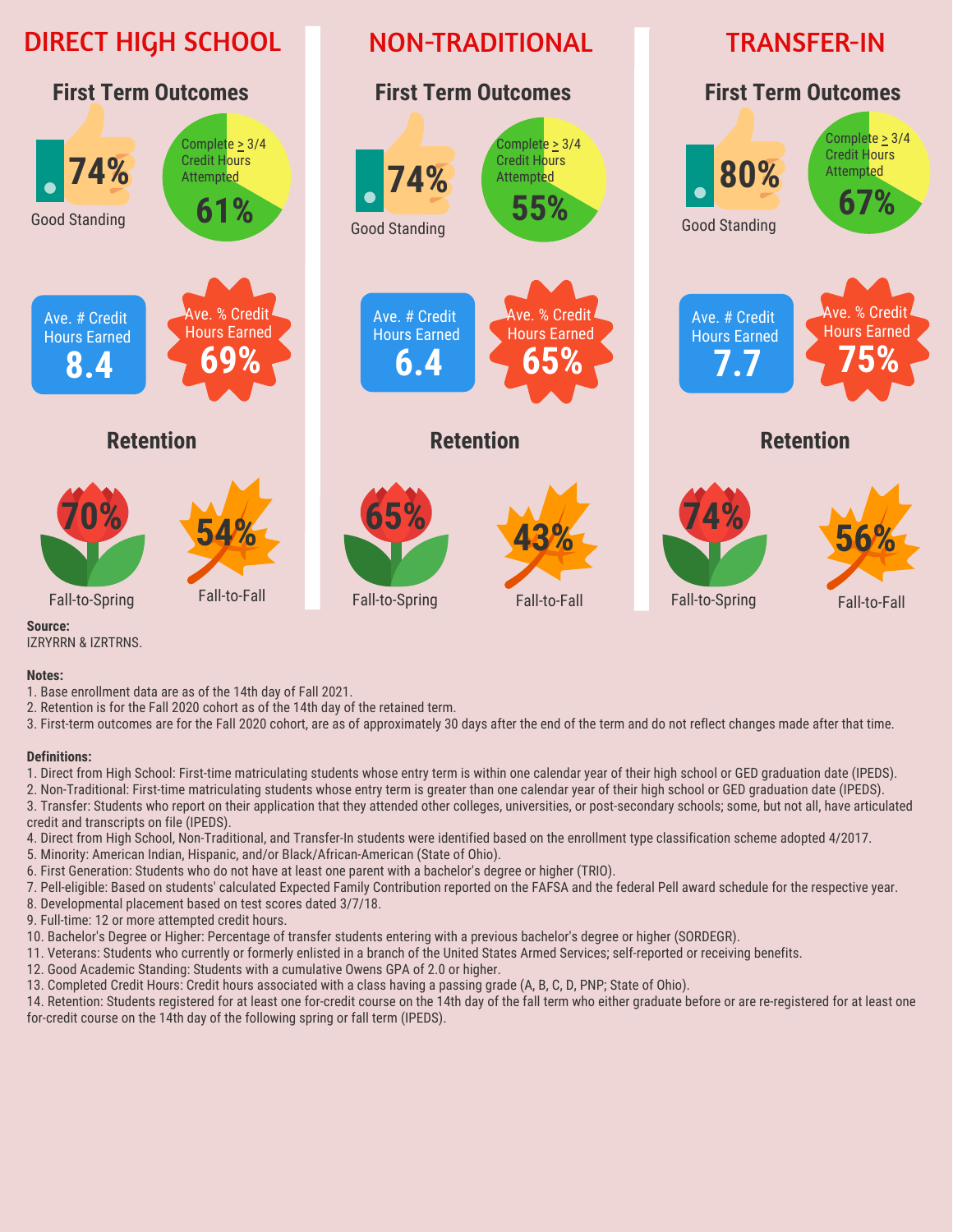## DIRECT HIGH SCHOOL

### First Term Outcomes

74%
Good Standing

Complete ≥ 3/4 Credit Hours Attempted
61%

Ave. # Credit Hours Earned
8.4

Ave. % Credit Hours Earned
69%

### Retention

70%
Fall-to-Spring

54%
Fall-to-Fall

## NON-TRADITIONAL

### First Term Outcomes

74%
Good Standing

Complete ≥ 3/4 Credit Hours Attempted
55%

Ave. # Credit Hours Earned
6.4

Ave. % Credit Hours Earned
65%

### Retention

65%
Fall-to-Spring

43%
Fall-to-Fall

## TRANSFER-IN

### First Term Outcomes

80%
Good Standing

Complete ≥ 3/4 Credit Hours Attempted
67%

Ave. # Credit Hours Earned
7.7

Ave. % Credit Hours Earned
75%

### Retention

74%
Fall-to-Spring

56%
Fall-to-Fall

**Source:**
IZRYRRN & IZRTRNS.

**Notes:**
1. Base enrollment data are as of the 14th day of Fall 2021.
2. Retention is for the Fall 2020 cohort as of the 14th day of the retained term.
3. First-term outcomes are for the Fall 2020 cohort, are as of approximately 30 days after the end of the term and do not reflect changes made after that time.

**Definitions:**
1. Direct from High School: First-time matriculating students whose entry term is within one calendar year of their high school or GED graduation date (IPEDS).
2. Non-Traditional: First-time matriculating students whose entry term is greater than one calendar year of their high school or GED graduation date (IPEDS).
3. Transfer: Students who report on their application that they attended other colleges, universities, or post-secondary schools; some, but not all, have articulated credit and transcripts on file (IPEDS).
4. Direct from High School, Non-Traditional, and Transfer-In students were identified based on the enrollment type classification scheme adopted 4/2017.
5. Minority: American Indian, Hispanic, and/or Black/African-American (State of Ohio).
6. First Generation: Students who do not have at least one parent with a bachelor's degree or higher (TRIO).
7. Pell-eligible: Based on students' calculated Expected Family Contribution reported on the FAFSA and the federal Pell award schedule for the respective year.
8. Developmental placement based on test scores dated 3/7/18.
9. Full-time: 12 or more attempted credit hours.
10. Bachelor's Degree or Higher: Percentage of transfer students entering with a previous bachelor's degree or higher (SORDEGR).
11. Veterans: Students who currently or formerly enlisted in a branch of the United States Armed Services; self-reported or receiving benefits.
12. Good Academic Standing: Students with a cumulative Owens GPA of 2.0 or higher.
13. Completed Credit Hours: Credit hours associated with a class having a passing grade (A, B, C, D, PNP; State of Ohio).
14. Retention: Students registered for at least one for-credit course on the 14th day of the fall term who either graduate before or are re-registered for at least one for-credit course on the 14th day of the following spring or fall term (IPEDS).